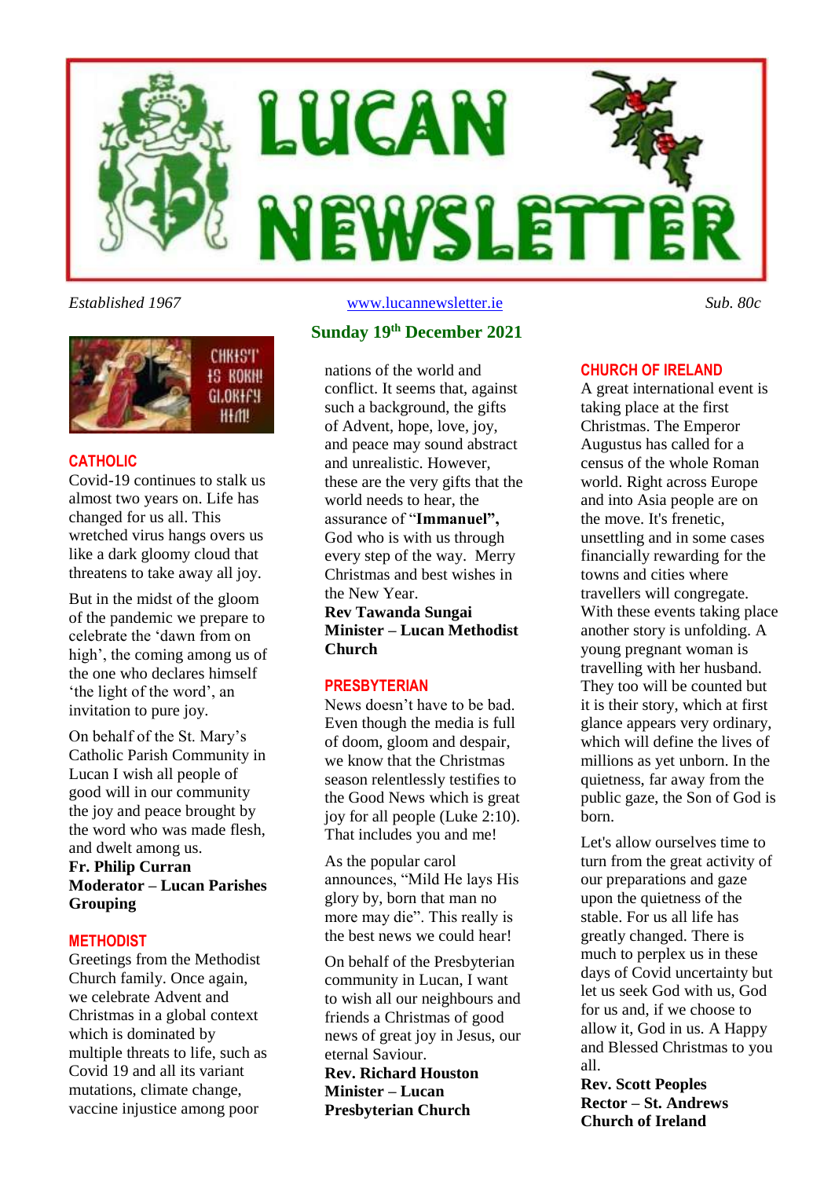# LUCAN NEWSLETTER

*Established 1967* www.lucannewsletter.ie *Sub. 80c*

## Sunday 19th December 2021

CHRIST IS BORN! GLORIFY HIM!

### CATHOLIC

Covid-19 continues to stalk us almost two years on. Life has changed for us all. This wretched virus hangs overs us like a dark gloomy cloud that threatens to take away all joy.

But in the midst of the gloom of the pandemic we prepare to celebrate the 'dawn from on high', the coming among us of the one who declares himself 'the light of the word', an invitation to pure joy.

On behalf of the St. Mary's Catholic Parish Community in Lucan I wish all people of good will in our community the joy and peace brought by the word who was made flesh, and dwelt among us.
**Fr. Philip Curran**
**Moderator – Lucan Parishes Grouping**

### METHODIST

Greetings from the Methodist Church family. Once again, we celebrate Advent and Christmas in a global context which is dominated by multiple threats to life, such as Covid 19 and all its variant mutations, climate change, vaccine injustice among poor nations of the world and conflict. It seems that, against such a background, the gifts of Advent, hope, love, joy, and peace may sound abstract and unrealistic. However, these are the very gifts that the world needs to hear, the assurance of "**Immanuel",** God who is with us through every step of the way. Merry Christmas and best wishes in the New Year.
**Rev Tawanda Sungai**
**Minister – Lucan Methodist Church**

### PRESBYTERIAN

News doesn't have to be bad. Even though the media is full of doom, gloom and despair, we know that the Christmas season relentlessly testifies to the Good News which is great joy for all people (Luke 2:10). That includes you and me!

As the popular carol announces, "Mild He lays His glory by, born that man no more may die". This really is the best news we could hear!

On behalf of the Presbyterian community in Lucan, I want to wish all our neighbours and friends a Christmas of good news of great joy in Jesus, our eternal Saviour.
**Rev. Richard Houston**
**Minister – Lucan Presbyterian Church**

### CHURCH OF IRELAND

A great international event is taking place at the first Christmas. The Emperor Augustus has called for a census of the whole Roman world. Right across Europe and into Asia people are on the move. It's frenetic, unsettling and in some cases financially rewarding for the towns and cities where travellers will congregate. With these events taking place another story is unfolding. A young pregnant woman is travelling with her husband. They too will be counted but it is their story, which at first glance appears very ordinary, which will define the lives of millions as yet unborn. In the quietness, far away from the public gaze, the Son of God is born.

Let's allow ourselves time to turn from the great activity of our preparations and gaze upon the quietness of the stable. For us all life has greatly changed. There is much to perplex us in these days of Covid uncertainty but let us seek God with us, God for us and, if we choose to allow it, God in us. A Happy and Blessed Christmas to you all.
**Rev. Scott Peoples**
**Rector – St. Andrews Church of Ireland**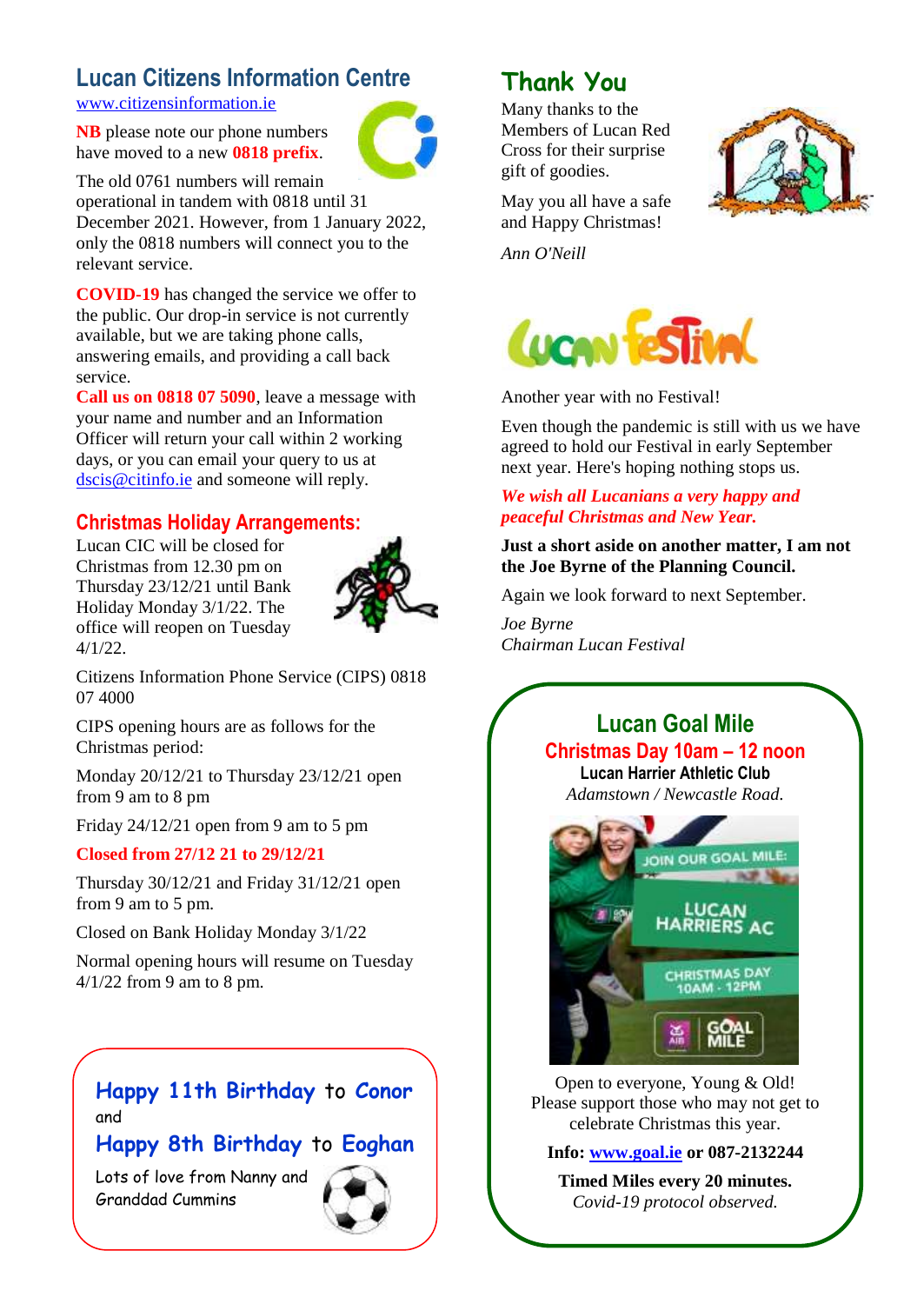## Lucan Citizens Information Centre

www.citizensinformation.ie

**NB** please note our phone numbers have moved to a new **0818 prefix**.

The old 0761 numbers will remain operational in tandem with 0818 until 31 December 2021. However, from 1 January 2022, only the 0818 numbers will connect you to the relevant service.

**COVID-19** has changed the service we offer to the public. Our drop-in service is not currently available, but we are taking phone calls, answering emails, and providing a call back service.

**Call us on 0818 07 5090**, leave a message with your name and number and an Information Officer will return your call within 2 working days, or you can email your query to us at dscis@citinfo.ie and someone will reply.

### Christmas Holiday Arrangements:

Lucan CIC will be closed for Christmas from 12.30 pm on Thursday 23/12/21 until Bank Holiday Monday 3/1/22. The office will reopen on Tuesday 4/1/22.

Citizens Information Phone Service (CIPS) 0818 07 4000

CIPS opening hours are as follows for the Christmas period:

Monday 20/12/21 to Thursday 23/12/21 open from 9 am to 8 pm

Friday 24/12/21 open from 9 am to 5 pm

**Closed from 27/12 21 to 29/12/21**

Thursday 30/12/21 and Friday 31/12/21 open from 9 am to 5 pm.

Closed on Bank Holiday Monday 3/1/22

Normal opening hours will resume on Tuesday 4/1/22 from 9 am to 8 pm.

---

**Happy 11th Birthday to Conor**
and
**Happy 8th Birthday to Eoghan**

Lots of love from Nanny and Granddad Cummins

---

## Thank You

Many thanks to the Members of Lucan Red Cross for their surprise gift of goodies.

May you all have a safe and Happy Christmas!

*Ann O'Neill*

---

## Lucan Festival

Another year with no Festival!

Even though the pandemic is still with us we have agreed to hold our Festival in early September next year. Here's hoping nothing stops us.

***We wish all Lucanians a very happy and peaceful Christmas and New Year.***

**Just a short aside on another matter, I am not the Joe Byrne of the Planning Council.**

Again we look forward to next September.

*Joe Byrne*
*Chairman Lucan Festival*

---

## Lucan Goal Mile

### Christmas Day 10am – 12 noon

**Lucan Harrier Athletic Club**

*Adamstown / Newcastle Road.*

Open to everyone, Young & Old!
Please support those who may not get to celebrate Christmas this year.

**Info: www.goal.ie or 087-2132244**

**Timed Miles every 20 minutes.**
*Covid-19 protocol observed.*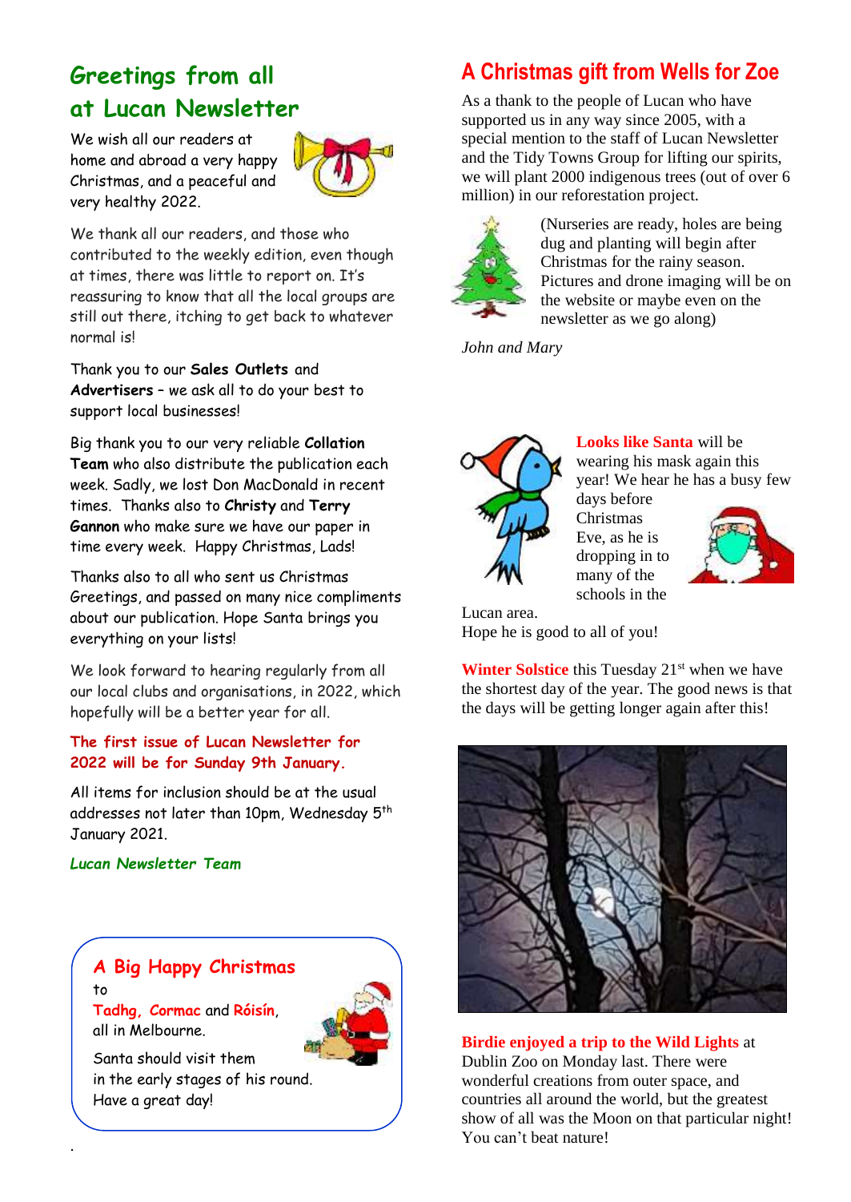## Greetings from all at Lucan Newsletter

We wish all our readers at home and abroad a very happy Christmas, and a peaceful and very healthy 2022.

We thank all our readers, and those who contributed to the weekly edition, even though at times, there was little to report on. It's reassuring to know that all the local groups are still out there, itching to get back to whatever normal is!

Thank you to our **Sales Outlets** and **Advertisers** – we ask all to do your best to support local businesses!

Big thank you to our very reliable **Collation Team** who also distribute the publication each week. Sadly, we lost Don MacDonald in recent times. Thanks also to **Christy** and **Terry Gannon** who make sure we have our paper in time every week. Happy Christmas, Lads!

Thanks also to all who sent us Christmas Greetings, and passed on many nice compliments about our publication. Hope Santa brings you everything on your lists!

We look forward to hearing regularly from all our local clubs and organisations, in 2022, which hopefully will be a better year for all.

**The first issue of Lucan Newsletter for 2022 will be for Sunday 9th January.**

All items for inclusion should be at the usual addresses not later than 10pm, Wednesday 5th January 2021.

***Lucan Newsletter Team***

### A Big Happy Christmas

to

**Tadhg**, **Cormac** and **Róisín**, all in Melbourne.

Santa should visit them in the early stages of his round. Have a great day!

## A Christmas gift from Wells for Zoe

As a thank to the people of Lucan who have supported us in any way since 2005, with a special mention to the staff of Lucan Newsletter and the Tidy Towns Group for lifting our spirits, we will plant 2000 indigenous trees (out of over 6 million) in our reforestation project.

(Nurseries are ready, holes are being dug and planting will begin after Christmas for the rainy season. Pictures and drone imaging will be on the website or maybe even on the newsletter as we go along)

*John and Mary*

**Looks like Santa** will be wearing his mask again this year! We hear he has a busy few days before Christmas Eve, as he is dropping in to many of the schools in the Lucan area.
Hope he is good to all of you!

**Winter Solstice** this Tuesday 21st when we have the shortest day of the year. The good news is that the days will be getting longer again after this!

**Birdie enjoyed a trip to the Wild Lights** at Dublin Zoo on Monday last. There were wonderful creations from outer space, and countries all around the world, but the greatest show of all was the Moon on that particular night! You can't beat nature!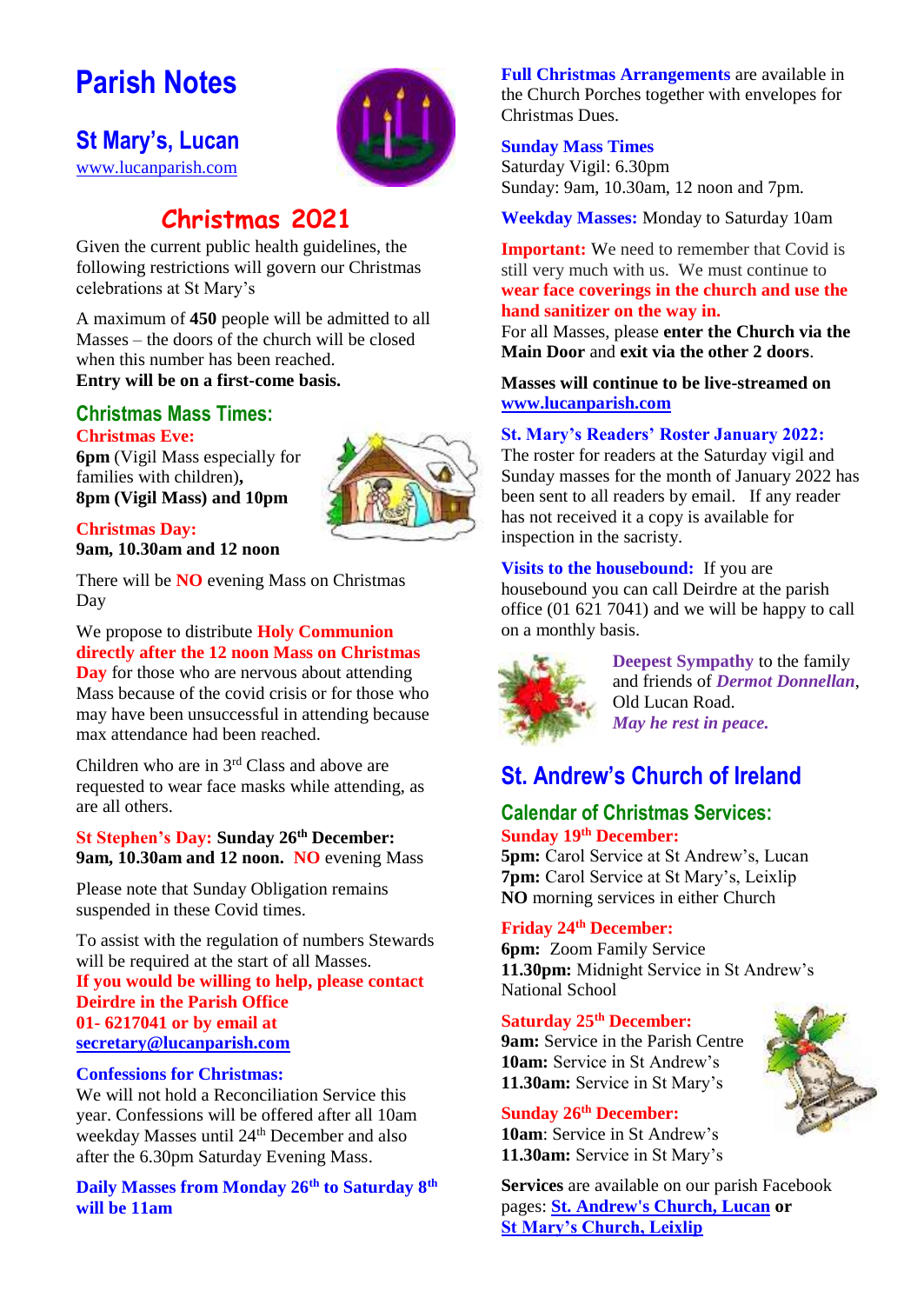# Parish Notes

## St Mary's, Lucan

www.lucanparish.com

## Christmas 2021

Given the current public health guidelines, the following restrictions will govern our Christmas celebrations at St Mary's

A maximum of **450** people will be admitted to all Masses – the doors of the church will be closed when this number has been reached.
**Entry will be on a first-come basis.**

### Christmas Mass Times:

**Christmas Eve:**
**6pm** (Vigil Mass especially for families with children)**,**
**8pm (Vigil Mass) and 10pm**

**Christmas Day:**
**9am, 10.30am and 12 noon**

There will be **NO** evening Mass on Christmas Day

We propose to distribute **Holy Communion directly after the 12 noon Mass on Christmas Day** for those who are nervous about attending Mass because of the covid crisis or for those who may have been unsuccessful in attending because max attendance had been reached.

Children who are in 3rd Class and above are requested to wear face masks while attending, as are all others.

**St Stephen's Day: Sunday 26th December: 9am, 10.30am and 12 noon. NO** evening Mass

Please note that Sunday Obligation remains suspended in these Covid times.

To assist with the regulation of numbers Stewards will be required at the start of all Masses.
**If you would be willing to help, please contact Deirdre in the Parish Office 01- 6217041 or by email at secretary@lucanparish.com**

**Confessions for Christmas:**
We will not hold a Reconciliation Service this year. Confessions will be offered after all 10am weekday Masses until 24th December and also after the 6.30pm Saturday Evening Mass.

**Daily Masses from Monday 26th to Saturday 8th will be 11am**

**Full Christmas Arrangements** are available in the Church Porches together with envelopes for Christmas Dues.

**Sunday Mass Times**
Saturday Vigil: 6.30pm
Sunday: 9am, 10.30am, 12 noon and 7pm.

**Weekday Masses:** Monday to Saturday 10am

**Important:** We need to remember that Covid is still very much with us. We must continue to **wear face coverings in the church and use the hand sanitizer on the way in.**
For all Masses, please **enter the Church via the Main Door** and **exit via the other 2 doors**.

**Masses will continue to be live-streamed on www.lucanparish.com**

**St. Mary's Readers' Roster January 2022:**
The roster for readers at the Saturday vigil and Sunday masses for the month of January 2022 has been sent to all readers by email. If any reader has not received it a copy is available for inspection in the sacristy.

**Visits to the housebound:** If you are housebound you can call Deirdre at the parish office (01 621 7041) and we will be happy to call on a monthly basis.

**Deepest Sympathy** to the family and friends of ***Dermot Donnellan***, Old Lucan Road.
***May he rest in peace.***

## St. Andrew's Church of Ireland

### Calendar of Christmas Services:

**Sunday 19th December:**
**5pm:** Carol Service at St Andrew's, Lucan
**7pm:** Carol Service at St Mary's, Leixlip
**NO** morning services in either Church

**Friday 24th December:**
**6pm:** Zoom Family Service
**11.30pm:** Midnight Service in St Andrew's National School

**Saturday 25th December:**
**9am:** Service in the Parish Centre
**10am:** Service in St Andrew's
**11.30am:** Service in St Mary's

**Sunday 26th December:**
**10am**: Service in St Andrew's
**11.30am:** Service in St Mary's

**Services** are available on our parish Facebook pages: **St. Andrew's Church, Lucan or St Mary's Church, Leixlip**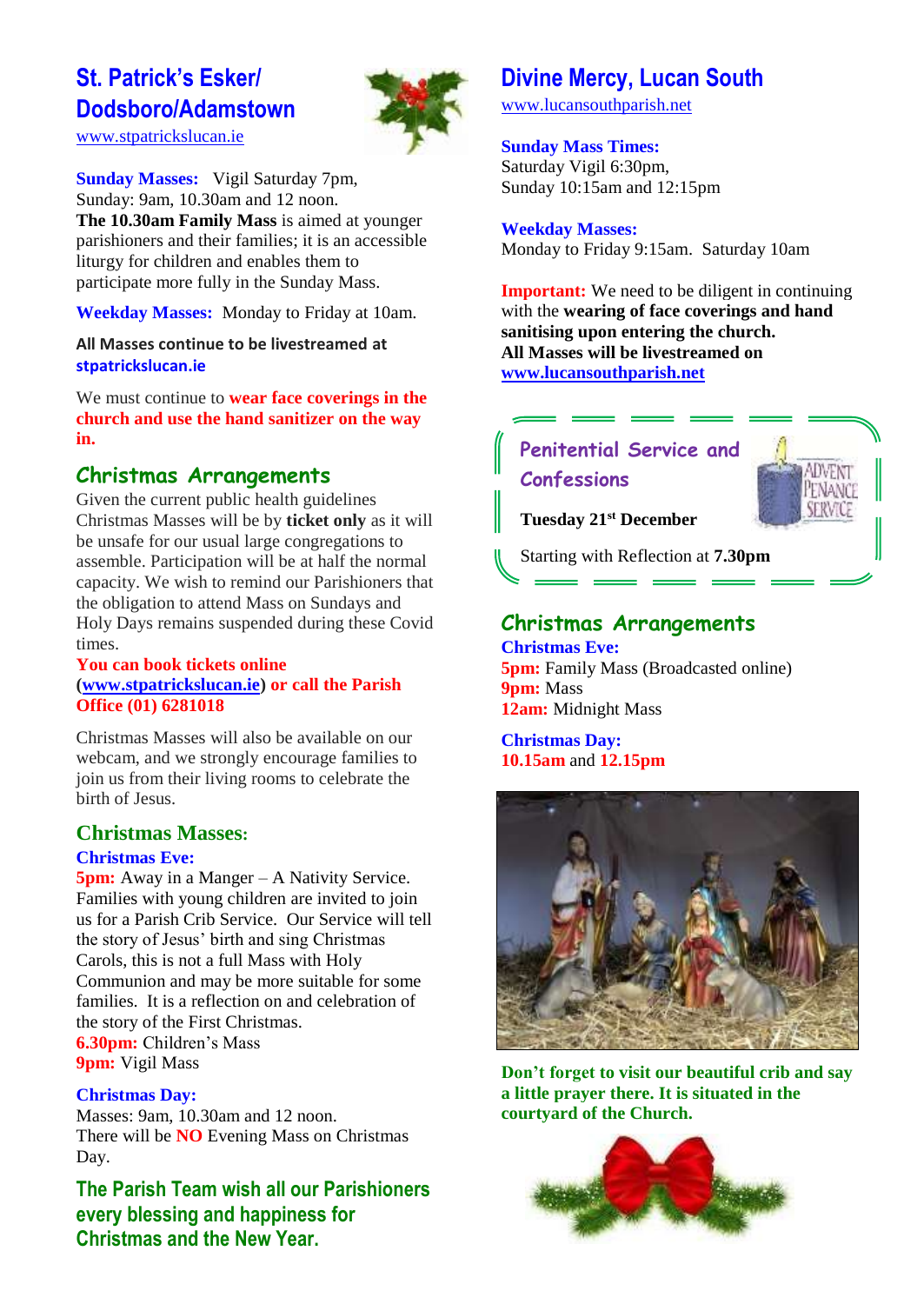## St. Patrick's Esker/ Dodsboro/Adamstown

www.stpatrickslucan.ie

**Sunday Masses:** Vigil Saturday 7pm,
Sunday: 9am, 10.30am and 12 noon.
**The 10.30am Family Mass** is aimed at younger parishioners and their families; it is an accessible liturgy for children and enables them to participate more fully in the Sunday Mass.

**Weekday Masses:** Monday to Friday at 10am.

**All Masses continue to be livestreamed at stpatrickslucan.ie**

We must continue to **wear face coverings in the church and use the hand sanitizer on the way in.**

### Christmas Arrangements

Given the current public health guidelines Christmas Masses will be by **ticket only** as it will be unsafe for our usual large congregations to assemble. Participation will be at half the normal capacity. We wish to remind our Parishioners that the obligation to attend Mass on Sundays and Holy Days remains suspended during these Covid times.

**You can book tickets online (www.stpatrickslucan.ie) or call the Parish Office (01) 6281018**

Christmas Masses will also be available on our webcam, and we strongly encourage families to join us from their living rooms to celebrate the birth of Jesus.

### Christmas Masses:

**Christmas Eve:**

**5pm:** Away in a Manger – A Nativity Service. Families with young children are invited to join us for a Parish Crib Service. Our Service will tell the story of Jesus' birth and sing Christmas Carols, this is not a full Mass with Holy Communion and may be more suitable for some families. It is a reflection on and celebration of the story of the First Christmas.
**6.30pm:** Children's Mass
**9pm:** Vigil Mass

**Christmas Day:**

Masses: 9am, 10.30am and 12 noon.
There will be **NO** Evening Mass on Christmas Day.

**The Parish Team wish all our Parishioners every blessing and happiness for Christmas and the New Year.**

## Divine Mercy, Lucan South

www.lucansouthparish.net

**Sunday Mass Times:**
Saturday Vigil 6:30pm,
Sunday 10:15am and 12:15pm

**Weekday Masses:**
Monday to Friday 9:15am. Saturday 10am

**Important:** We need to be diligent in continuing with the **wearing of face coverings and hand sanitising upon entering the church.**
**All Masses will be livestreamed on www.lucansouthparish.net**

### Penitential Service and Confessions

**Tuesday 21st December**

Starting with Reflection at **7.30pm**

### Christmas Arrangements

**Christmas Eve:**
**5pm:** Family Mass (Broadcasted online)
**9pm:** Mass
**12am:** Midnight Mass

**Christmas Day:**
**10.15am** and **12.15pm**

**Don't forget to visit our beautiful crib and say a little prayer there. It is situated in the courtyard of the Church.**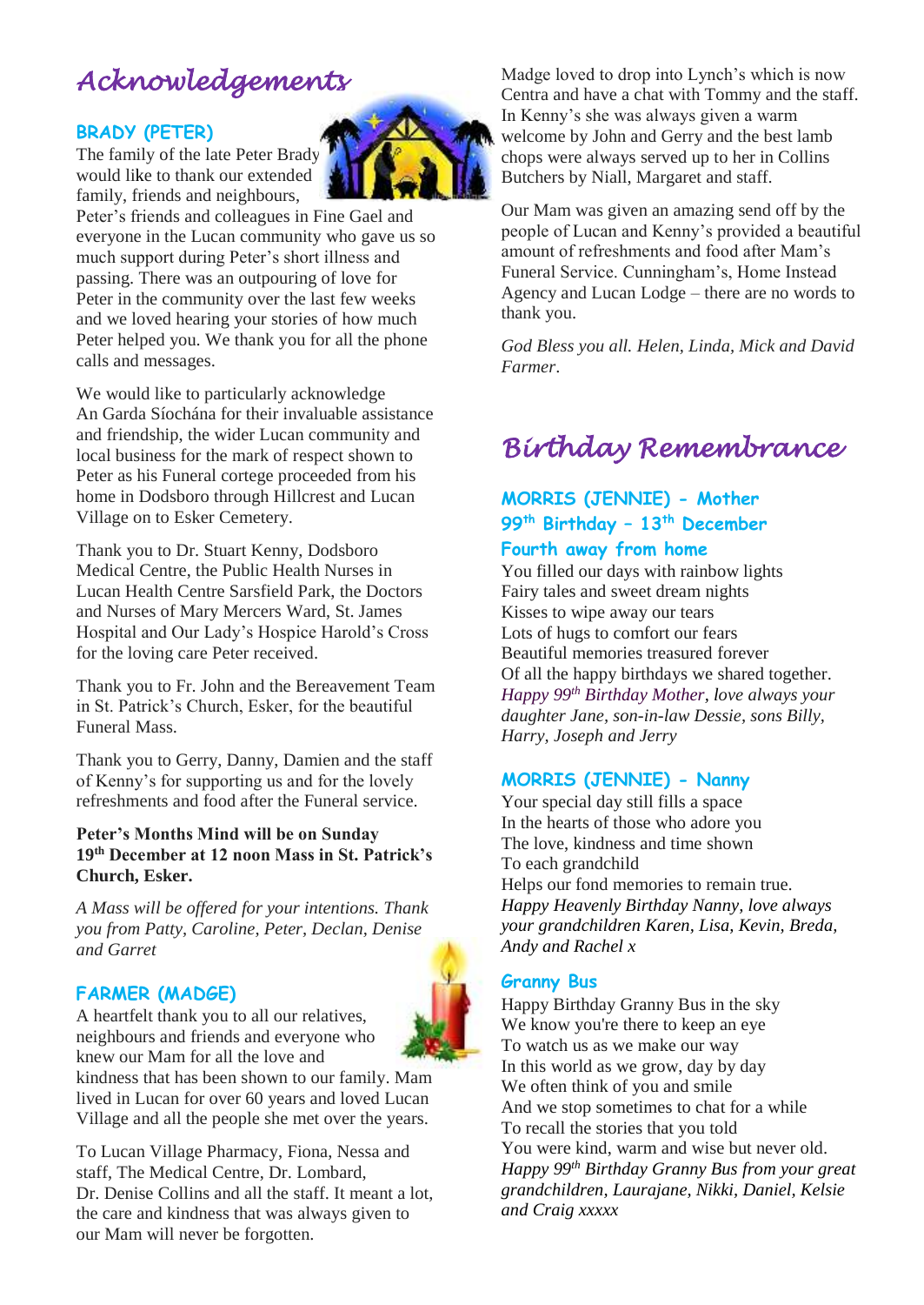# Acknowledgements

### BRADY (PETER)

The family of the late Peter Brady would like to thank our extended family, friends and neighbours, Peter's friends and colleagues in Fine Gael and everyone in the Lucan community who gave us so much support during Peter's short illness and passing. There was an outpouring of love for Peter in the community over the last few weeks and we loved hearing your stories of how much Peter helped you. We thank you for all the phone calls and messages.

We would like to particularly acknowledge An Garda Síochána for their invaluable assistance and friendship, the wider Lucan community and local business for the mark of respect shown to Peter as his Funeral cortege proceeded from his home in Dodsboro through Hillcrest and Lucan Village on to Esker Cemetery.

Thank you to Dr. Stuart Kenny, Dodsboro Medical Centre, the Public Health Nurses in Lucan Health Centre Sarsfield Park, the Doctors and Nurses of Mary Mercers Ward, St. James Hospital and Our Lady's Hospice Harold's Cross for the loving care Peter received.

Thank you to Fr. John and the Bereavement Team in St. Patrick's Church, Esker, for the beautiful Funeral Mass.

Thank you to Gerry, Danny, Damien and the staff of Kenny's for supporting us and for the lovely refreshments and food after the Funeral service.

**Peter's Months Mind will be on Sunday 19th December at 12 noon Mass in St. Patrick's Church, Esker.**

*A Mass will be offered for your intentions. Thank you from Patty, Caroline, Peter, Declan, Denise and Garret*

### FARMER (MADGE)

A heartfelt thank you to all our relatives, neighbours and friends and everyone who knew our Mam for all the love and kindness that has been shown to our family. Mam lived in Lucan for over 60 years and loved Lucan Village and all the people she met over the years.

To Lucan Village Pharmacy, Fiona, Nessa and staff, The Medical Centre, Dr. Lombard, Dr. Denise Collins and all the staff. It meant a lot, the care and kindness that was always given to our Mam will never be forgotten.

Madge loved to drop into Lynch's which is now Centra and have a chat with Tommy and the staff. In Kenny's she was always given a warm welcome by John and Gerry and the best lamb chops were always served up to her in Collins Butchers by Niall, Margaret and staff.

Our Mam was given an amazing send off by the people of Lucan and Kenny's provided a beautiful amount of refreshments and food after Mam's Funeral Service. Cunningham's, Home Instead Agency and Lucan Lodge – there are no words to thank you.

*God Bless you all. Helen, Linda, Mick and David Farmer*.

# Birthday Remembrance

### MORRIS (JENNIE) - Mother 99th Birthday – 13th December Fourth away from home

You filled our days with rainbow lights
Fairy tales and sweet dream nights
Kisses to wipe away our tears
Lots of hugs to comfort our fears
Beautiful memories treasured forever
Of all the happy birthdays we shared together.
*Happy 99th Birthday Mother, love always your daughter Jane, son-in-law Dessie, sons Billy, Harry, Joseph and Jerry*

### MORRIS (JENNIE) - Nanny

Your special day still fills a space
In the hearts of those who adore you
The love, kindness and time shown
To each grandchild
Helps our fond memories to remain true.
*Happy Heavenly Birthday Nanny, love always your grandchildren Karen, Lisa, Kevin, Breda, Andy and Rachel x*

### Granny Bus

Happy Birthday Granny Bus in the sky
We know you're there to keep an eye
To watch us as we make our way
In this world as we grow, day by day
We often think of you and smile
And we stop sometimes to chat for a while
To recall the stories that you told
You were kind, warm and wise but never old.
*Happy 99th Birthday Granny Bus from your great grandchildren, Laurajane, Nikki, Daniel, Kelsie and Craig xxxxx*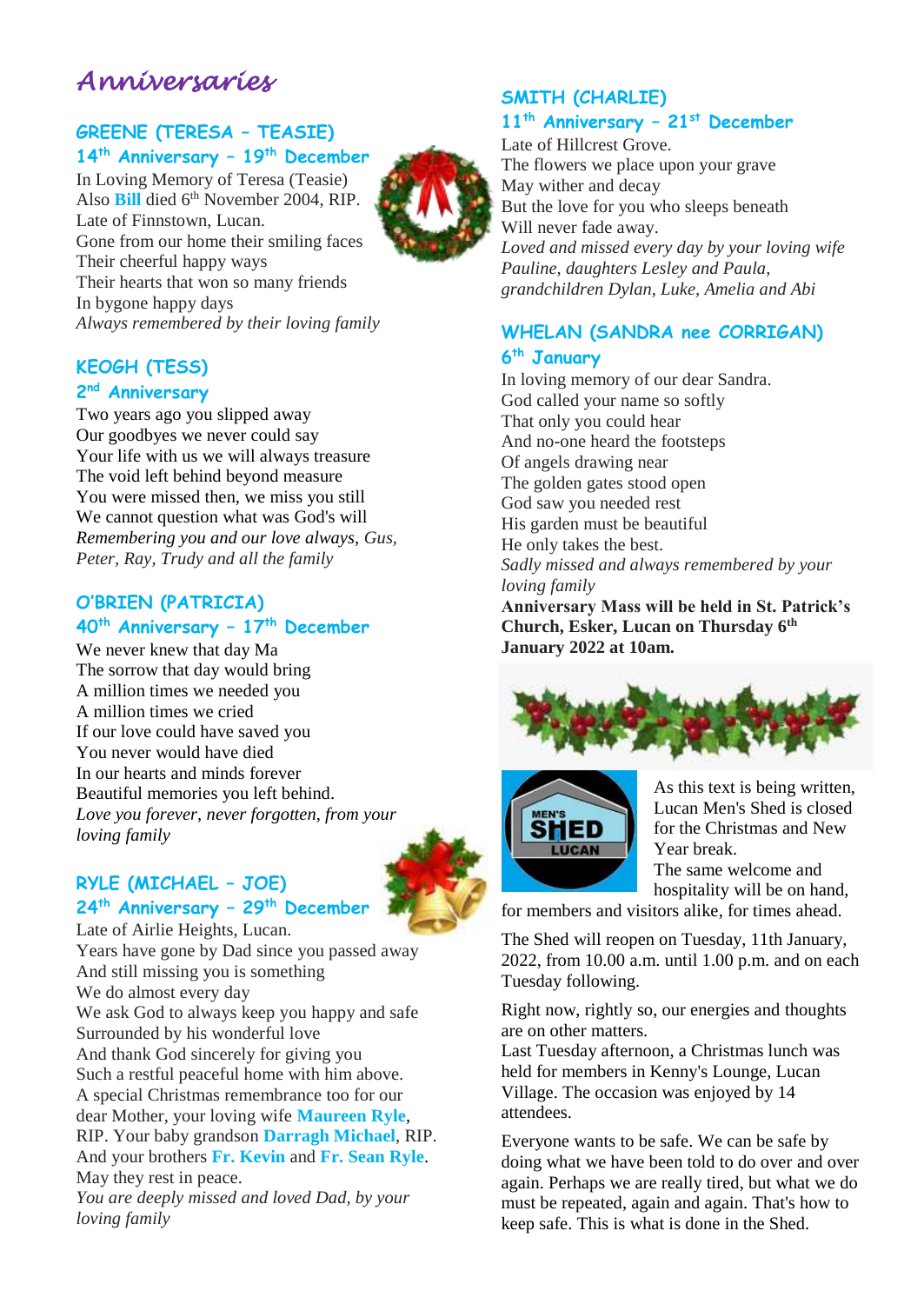# Anniversaries

## GREENE (TERESA – TEASIE)
### 14th Anniversary – 19th December

In Loving Memory of Teresa (Teasie)
Also **Bill** died 6th November 2004, RIP.
Late of Finnstown, Lucan.
Gone from our home their smiling faces
Their cheerful happy ways
Their hearts that won so many friends
In bygone happy days
*Always remembered by their loving family*

## KEOGH (TESS)
### 2nd Anniversary

Two years ago you slipped away
Our goodbyes we never could say
Your life with us we will always treasure
The void left behind beyond measure
You were missed then, we miss you still
We cannot question what was God's will
*Remembering you and our love always, Gus, Peter, Ray, Trudy and all the family*

## O'BRIEN (PATRICIA)
### 40th Anniversary – 17th December

We never knew that day Ma
The sorrow that day would bring
A million times we needed you
A million times we cried
If our love could have saved you
You never would have died
In our hearts and minds forever
Beautiful memories you left behind.
*Love you forever, never forgotten, from your loving family*

## RYLE (MICHAEL – JOE)
### 24th Anniversary – 29th December

Late of Airlie Heights, Lucan.
Years have gone by Dad since you passed away
And still missing you is something
We do almost every day
We ask God to always keep you happy and safe
Surrounded by his wonderful love
And thank God sincerely for giving you
Such a restful peaceful home with him above.
A special Christmas remembrance too for our dear Mother, your loving wife **Maureen Ryle**, RIP. Your baby grandson **Darragh Michael**, RIP. And your brothers **Fr. Kevin** and **Fr. Sean Ryle**.
May they rest in peace.
*You are deeply missed and loved Dad, by your loving family*

## SMITH (CHARLIE)
### 11th Anniversary – 21st December

Late of Hillcrest Grove.
The flowers we place upon your grave
May wither and decay
But the love for you who sleeps beneath
Will never fade away.
*Loved and missed every day by your loving wife Pauline, daughters Lesley and Paula, grandchildren Dylan, Luke, Amelia and Abi*

## WHELAN (SANDRA nee CORRIGAN)
### 6th January

In loving memory of our dear Sandra.
God called your name so softly
That only you could hear
And no-one heard the footsteps
Of angels drawing near
The golden gates stood open
God saw you needed rest
His garden must be beautiful
He only takes the best.
*Sadly missed and always remembered by your loving family*
**Anniversary Mass will be held in St. Patrick's Church, Esker, Lucan on Thursday 6th January 2022 at 10am.**

As this text is being written, Lucan Men's Shed is closed for the Christmas and New Year break.
The same welcome and hospitality will be on hand, for members and visitors alike, for times ahead.

The Shed will reopen on Tuesday, 11th January, 2022, from 10.00 a.m. until 1.00 p.m. and on each Tuesday following.

Right now, rightly so, our energies and thoughts are on other matters.
Last Tuesday afternoon, a Christmas lunch was held for members in Kenny's Lounge, Lucan Village. The occasion was enjoyed by 14 attendees.

Everyone wants to be safe. We can be safe by doing what we have been told to do over and over again. Perhaps we are really tired, but what we do must be repeated, again and again. That's how to keep safe. This is what is done in the Shed.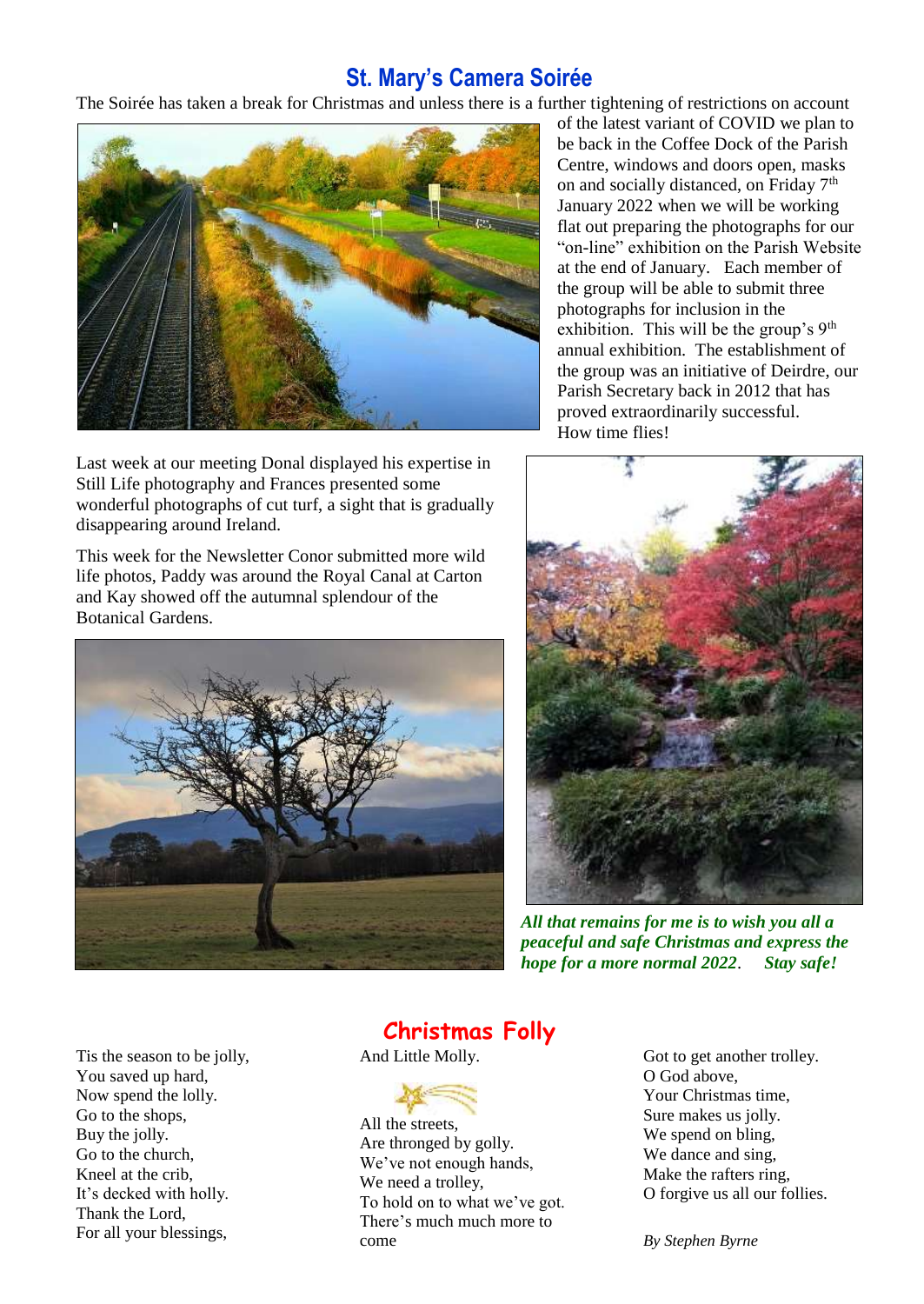## St. Mary's Camera Soirée

The Soirée has taken a break for Christmas and unless there is a further tightening of restrictions on account of the latest variant of COVID we plan to be back in the Coffee Dock of the Parish Centre, windows and doors open, masks on and socially distanced, on Friday 7th January 2022 when we will be working flat out preparing the photographs for our "on-line" exhibition on the Parish Website at the end of January. Each member of the group will be able to submit three photographs for inclusion in the exhibition. This will be the group's 9th annual exhibition. The establishment of the group was an initiative of Deirdre, our Parish Secretary back in 2012 that has proved extraordinarily successful. How time flies!

Last week at our meeting Donal displayed his expertise in Still Life photography and Frances presented some wonderful photographs of cut turf, a sight that is gradually disappearing around Ireland.

This week for the Newsletter Conor submitted more wild life photos, Paddy was around the Royal Canal at Carton and Kay showed off the autumnal splendour of the Botanical Gardens.

***All that remains for me is to wish you all a peaceful and safe Christmas and express the hope for a more normal 2022. Stay safe!***

## Christmas Folly

Tis the season to be jolly,
You saved up hard,
Now spend the lolly.
Go to the shops,
Buy the jolly.
Go to the church,
Kneel at the crib,
It's decked with holly.
Thank the Lord,
For all your blessings,
And Little Molly.

All the streets,
Are thronged by golly.
We've not enough hands,
We need a trolley,
To hold on to what we've got.
There's much much more to come
Got to get another trolley.
O God above,
Your Christmas time,
Sure makes us jolly.
We spend on bling,
We dance and sing,
Make the rafters ring,
O forgive us all our follies.

*By Stephen Byrne*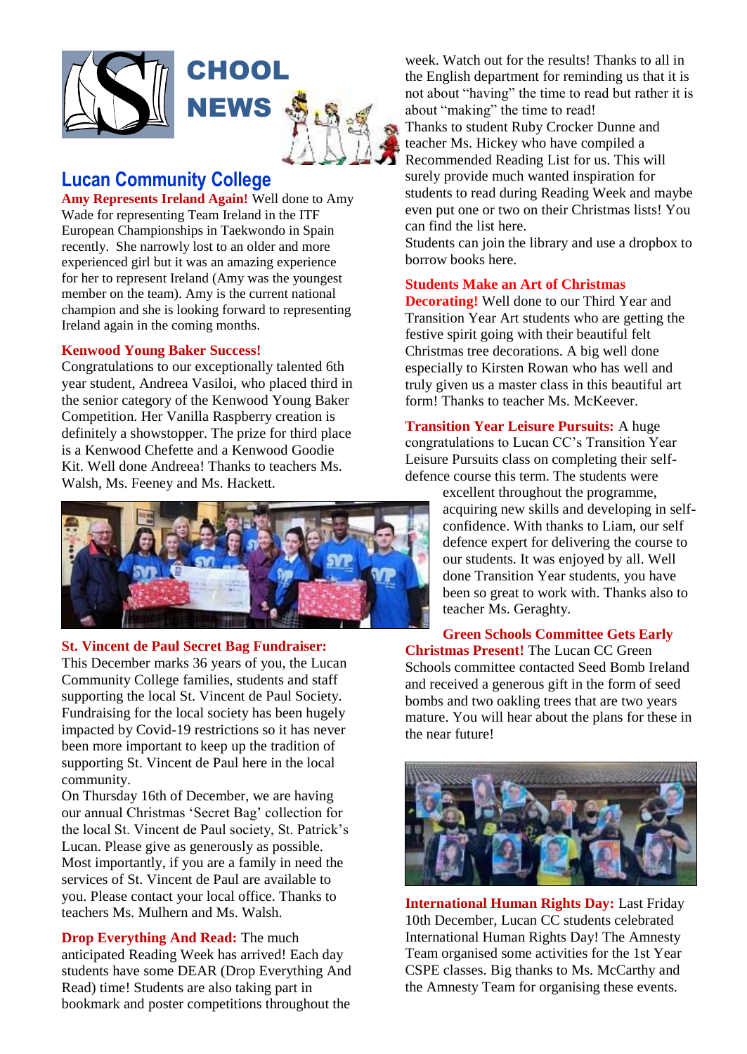# SCHOOL NEWS

## Lucan Community College

**Amy Represents Ireland Again!** Well done to Amy Wade for representing Team Ireland in the ITF European Championships in Taekwondo in Spain recently. She narrowly lost to an older and more experienced girl but it was an amazing experience for her to represent Ireland (Amy was the youngest member on the team). Amy is the current national champion and she is looking forward to representing Ireland again in the coming months.

**Kenwood Young Baker Success!** Congratulations to our exceptionally talented 6th year student, Andreea Vasiloi, who placed third in the senior category of the Kenwood Young Baker Competition. Her Vanilla Raspberry creation is definitely a showstopper. The prize for third place is a Kenwood Chefette and a Kenwood Goodie Kit. Well done Andreea! Thanks to teachers Ms. Walsh, Ms. Feeney and Ms. Hackett.

**St. Vincent de Paul Secret Bag Fundraiser:** This December marks 36 years of you, the Lucan Community College families, students and staff supporting the local St. Vincent de Paul Society. Fundraising for the local society has been hugely impacted by Covid-19 restrictions so it has never been more important to keep up the tradition of supporting St. Vincent de Paul here in the local community.

On Thursday 16th of December, we are having our annual Christmas 'Secret Bag' collection for the local St. Vincent de Paul society, St. Patrick's Lucan. Please give as generously as possible. Most importantly, if you are a family in need the services of St. Vincent de Paul are available to you. Please contact your local office. Thanks to teachers Ms. Mulhern and Ms. Walsh.

**Drop Everything And Read:** The much anticipated Reading Week has arrived! Each day students have some DEAR (Drop Everything And Read) time! Students are also taking part in bookmark and poster competitions throughout the week. Watch out for the results! Thanks to all in the English department for reminding us that it is not about "having" the time to read but rather it is about "making" the time to read!

Thanks to student Ruby Crocker Dunne and teacher Ms. Hickey who have compiled a Recommended Reading List for us. This will surely provide much wanted inspiration for students to read during Reading Week and maybe even put one or two on their Christmas lists! You can find the list here.

Students can join the library and use a dropbox to borrow books here.

**Students Make an Art of Christmas Decorating!** Well done to our Third Year and Transition Year Art students who are getting the festive spirit going with their beautiful felt Christmas tree decorations. A big well done especially to Kirsten Rowan who has well and truly given us a master class in this beautiful art form! Thanks to teacher Ms. McKeever.

**Transition Year Leisure Pursuits:** A huge congratulations to Lucan CC's Transition Year Leisure Pursuits class on completing their self-defence course this term. The students were excellent throughout the programme, acquiring new skills and developing in self-confidence. With thanks to Liam, our self defence expert for delivering the course to our students. It was enjoyed by all. Well done Transition Year students, you have been so great to work with. Thanks also to teacher Ms. Geraghty.

**Green Schools Committee Gets Early Christmas Present!** The Lucan CC Green Schools committee contacted Seed Bomb Ireland and received a generous gift in the form of seed bombs and two oakling trees that are two years mature. You will hear about the plans for these in the near future!

**International Human Rights Day:** Last Friday 10th December, Lucan CC students celebrated International Human Rights Day! The Amnesty Team organised some activities for the 1st Year CSPE classes. Big thanks to Ms. McCarthy and the Amnesty Team for organising these events.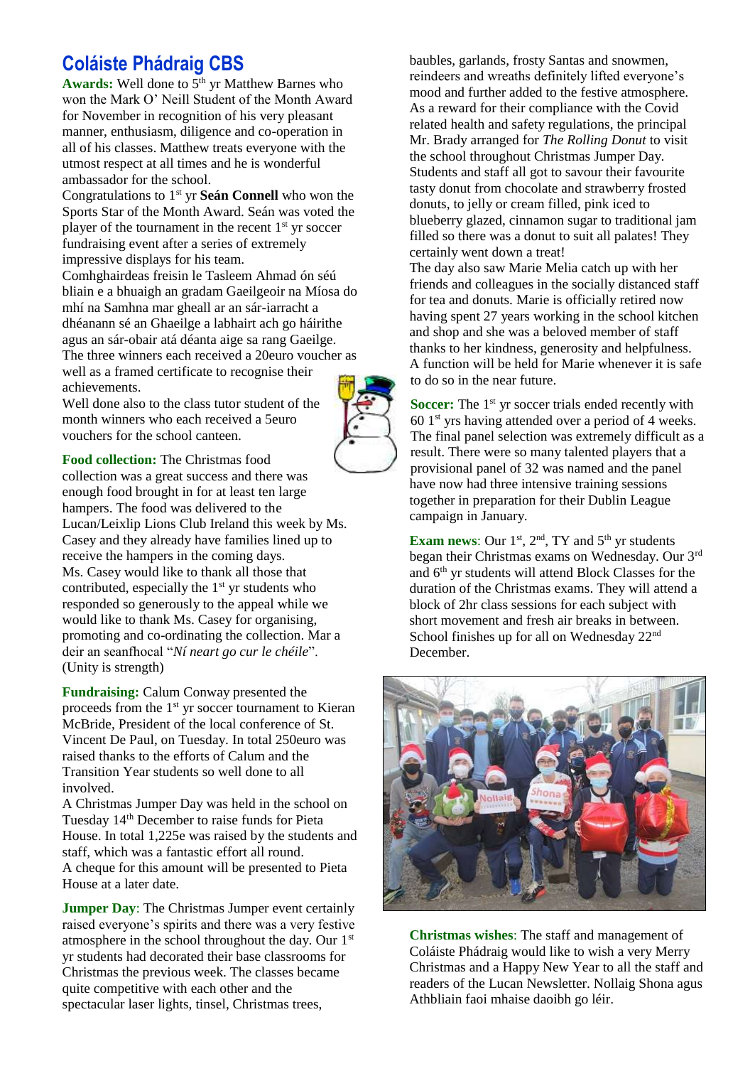# Coláiste Phádraig CBS

**Awards:** Well done to 5th yr Matthew Barnes who won the Mark O' Neill Student of the Month Award for November in recognition of his very pleasant manner, enthusiasm, diligence and co-operation in all of his classes. Matthew treats everyone with the utmost respect at all times and he is wonderful ambassador for the school.

Congratulations to 1st yr **Seán Connell** who won the Sports Star of the Month Award. Seán was voted the player of the tournament in the recent 1st yr soccer fundraising event after a series of extremely impressive displays for his team.

Comhghairdeas freisin le Tasleem Ahmad ón séú bliain e a bhuaigh an gradam Gaeilgeoir na Míosa do mhí na Samhna mar gheall ar an sár-iarracht a dhéanann sé an Ghaeilge a labhairt ach go háirithe agus an sár-obair atá déanta aige sa rang Gaeilge.

The three winners each received a 20euro voucher as well as a framed certificate to recognise their achievements.

Well done also to the class tutor student of the month winners who each received a 5euro vouchers for the school canteen.

**Food collection:** The Christmas food collection was a great success and there was enough food brought in for at least ten large hampers. The food was delivered to the Lucan/Leixlip Lions Club Ireland this week by Ms. Casey and they already have families lined up to receive the hampers in the coming days.

Ms. Casey would like to thank all those that contributed, especially the 1st yr students who responded so generously to the appeal while we would like to thank Ms. Casey for organising, promoting and co-ordinating the collection. Mar a deir an seanfhocal "*Ní neart go cur le chéile*". (Unity is strength)

**Fundraising:** Calum Conway presented the proceeds from the 1st yr soccer tournament to Kieran McBride, President of the local conference of St. Vincent De Paul, on Tuesday. In total 250euro was raised thanks to the efforts of Calum and the Transition Year students so well done to all involved.

A Christmas Jumper Day was held in the school on Tuesday 14th December to raise funds for Pieta House. In total 1,225e was raised by the students and staff, which was a fantastic effort all round.

A cheque for this amount will be presented to Pieta House at a later date.

**Jumper Day**: The Christmas Jumper event certainly raised everyone's spirits and there was a very festive atmosphere in the school throughout the day. Our 1st yr students had decorated their base classrooms for Christmas the previous week. The classes became quite competitive with each other and the spectacular laser lights, tinsel, Christmas trees, baubles, garlands, frosty Santas and snowmen, reindeers and wreaths definitely lifted everyone's mood and further added to the festive atmosphere. As a reward for their compliance with the Covid related health and safety regulations, the principal Mr. Brady arranged for *The Rolling Donut* to visit the school throughout Christmas Jumper Day. Students and staff all got to savour their favourite tasty donut from chocolate and strawberry frosted donuts, to jelly or cream filled, pink iced to blueberry glazed, cinnamon sugar to traditional jam filled so there was a donut to suit all palates! They certainly went down a treat!

The day also saw Marie Melia catch up with her friends and colleagues in the socially distanced staff for tea and donuts. Marie is officially retired now having spent 27 years working in the school kitchen and shop and she was a beloved member of staff thanks to her kindness, generosity and helpfulness. A function will be held for Marie whenever it is safe to do so in the near future.

**Soccer:** The 1st yr soccer trials ended recently with 60 1st yrs having attended over a period of 4 weeks. The final panel selection was extremely difficult as a result. There were so many talented players that a provisional panel of 32 was named and the panel have now had three intensive training sessions together in preparation for their Dublin League campaign in January.

**Exam news**: Our 1st, 2nd, TY and 5th yr students began their Christmas exams on Wednesday. Our 3rd and 6th yr students will attend Block Classes for the duration of the Christmas exams. They will attend a block of 2hr class sessions for each subject with short movement and fresh air breaks in between. School finishes up for all on Wednesday 22nd December.

**Christmas wishes**: The staff and management of Coláiste Phádraig would like to wish a very Merry Christmas and a Happy New Year to all the staff and readers of the Lucan Newsletter. Nollaig Shona agus Athbliain faoi mhaise daoibh go léir.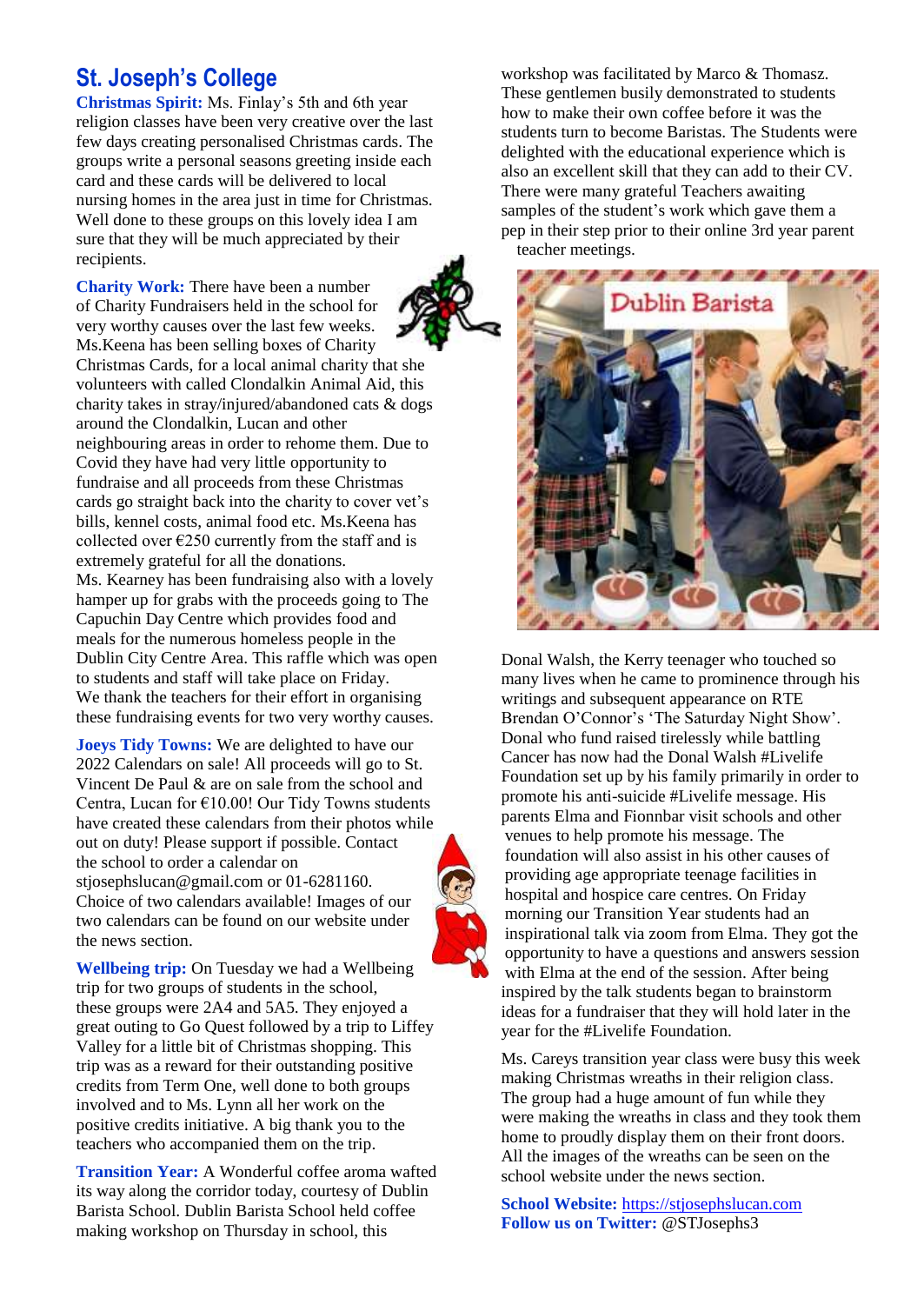## St. Joseph's College

**Christmas Spirit:** Ms. Finlay's 5th and 6th year religion classes have been very creative over the last few days creating personalised Christmas cards. The groups write a personal seasons greeting inside each card and these cards will be delivered to local nursing homes in the area just in time for Christmas. Well done to these groups on this lovely idea I am sure that they will be much appreciated by their recipients.

**Charity Work:** There have been a number of Charity Fundraisers held in the school for very worthy causes over the last few weeks. Ms.Keena has been selling boxes of Charity Christmas Cards, for a local animal charity that she volunteers with called Clondalkin Animal Aid, this charity takes in stray/injured/abandoned cats & dogs around the Clondalkin, Lucan and other neighbouring areas in order to rehome them. Due to Covid they have had very little opportunity to fundraise and all proceeds from these Christmas cards go straight back into the charity to cover vet's bills, kennel costs, animal food etc. Ms.Keena has collected over €250 currently from the staff and is extremely grateful for all the donations.
Ms. Kearney has been fundraising also with a lovely hamper up for grabs with the proceeds going to The Capuchin Day Centre which provides food and meals for the numerous homeless people in the Dublin City Centre Area. This raffle which was open to students and staff will take place on Friday.
We thank the teachers for their effort in organising these fundraising events for two very worthy causes.

**Joeys Tidy Towns:** We are delighted to have our 2022 Calendars on sale! All proceeds will go to St. Vincent De Paul & are on sale from the school and Centra, Lucan for €10.00! Our Tidy Towns students have created these calendars from their photos while out on duty! Please support if possible. Contact the school to order a calendar on stjosephslucan@gmail.com or 01-6281160. Choice of two calendars available! Images of our two calendars can be found on our website under the news section.

**Wellbeing trip:** On Tuesday we had a Wellbeing trip for two groups of students in the school, these groups were 2A4 and 5A5. They enjoyed a great outing to Go Quest followed by a trip to Liffey Valley for a little bit of Christmas shopping. This trip was as a reward for their outstanding positive credits from Term One, well done to both groups involved and to Ms. Lynn all her work on the positive credits initiative. A big thank you to the teachers who accompanied them on the trip.

**Transition Year:** A Wonderful coffee aroma wafted its way along the corridor today, courtesy of Dublin Barista School. Dublin Barista School held coffee making workshop on Thursday in school, this workshop was facilitated by Marco & Thomasz. These gentlemen busily demonstrated to students how to make their own coffee before it was the students turn to become Baristas. The Students were delighted with the educational experience which is also an excellent skill that they can add to their CV. There were many grateful Teachers awaiting samples of the student's work which gave them a pep in their step prior to their online 3rd year parent teacher meetings.

Donal Walsh, the Kerry teenager who touched so many lives when he came to prominence through his writings and subsequent appearance on RTE Brendan O'Connor's 'The Saturday Night Show'. Donal who fund raised tirelessly while battling Cancer has now had the Donal Walsh #Livelife Foundation set up by his family primarily in order to promote his anti-suicide #Livelife message. His parents Elma and Fionnbar visit schools and other venues to help promote his message. The foundation will also assist in his other causes of providing age appropriate teenage facilities in hospital and hospice care centres. On Friday morning our Transition Year students had an inspirational talk via zoom from Elma. They got the opportunity to have a questions and answers session with Elma at the end of the session. After being inspired by the talk students began to brainstorm ideas for a fundraiser that they will hold later in the year for the #Livelife Foundation.

Ms. Careys transition year class were busy this week making Christmas wreaths in their religion class. The group had a huge amount of fun while they were making the wreaths in class and they took them home to proudly display them on their front doors. All the images of the wreaths can be seen on the school website under the news section.

**School Website:** https://stjosephslucan.com
**Follow us on Twitter:** @STJosephs3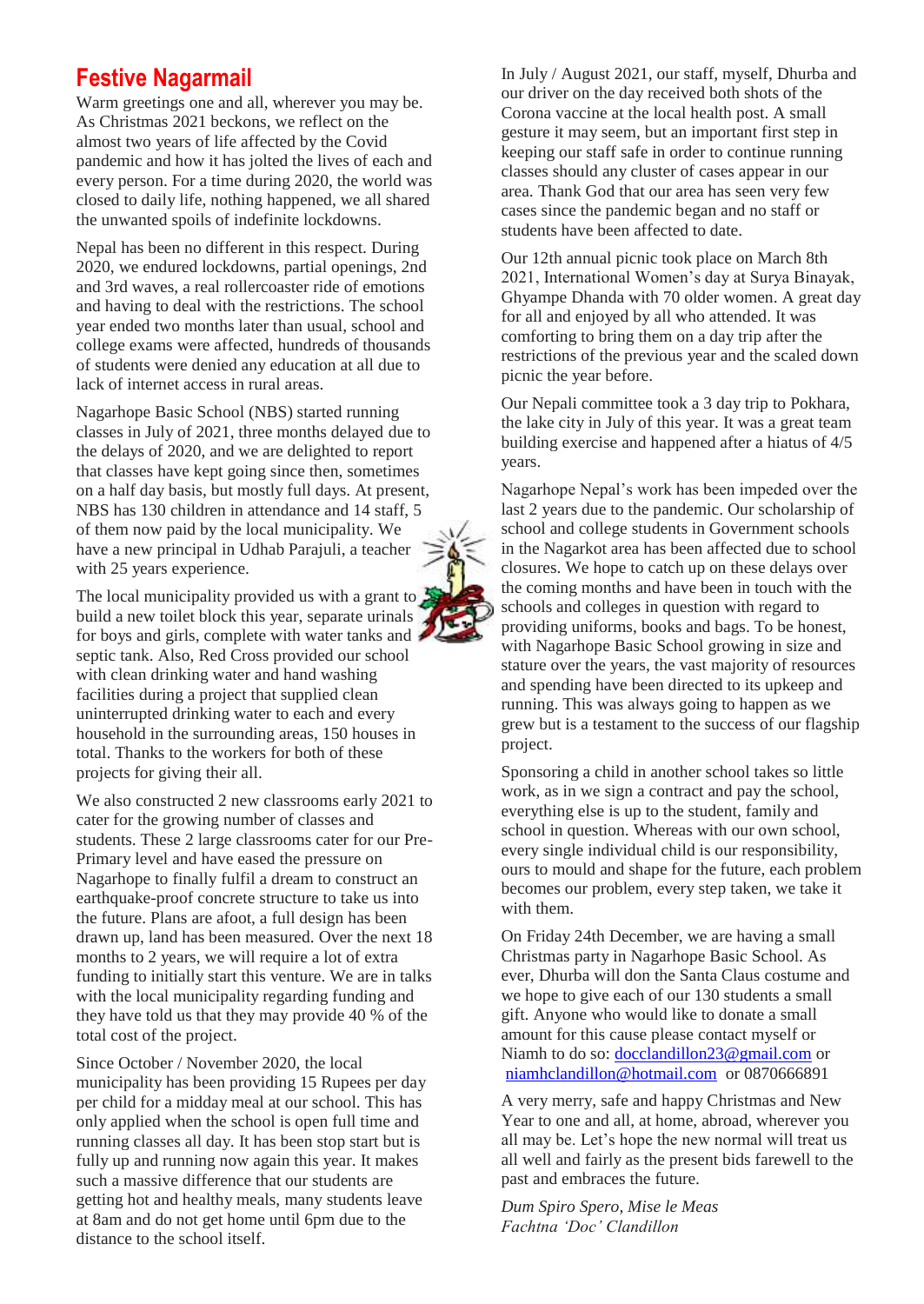# Festive Nagarmail

Warm greetings one and all, wherever you may be. As Christmas 2021 beckons, we reflect on the almost two years of life affected by the Covid pandemic and how it has jolted the lives of each and every person. For a time during 2020, the world was closed to daily life, nothing happened, we all shared the unwanted spoils of indefinite lockdowns.

Nepal has been no different in this respect. During 2020, we endured lockdowns, partial openings, 2nd and 3rd waves, a real rollercoaster ride of emotions and having to deal with the restrictions. The school year ended two months later than usual, school and college exams were affected, hundreds of thousands of students were denied any education at all due to lack of internet access in rural areas.

Nagarhope Basic School (NBS) started running classes in July of 2021, three months delayed due to the delays of 2020, and we are delighted to report that classes have kept going since then, sometimes on a half day basis, but mostly full days. At present, NBS has 130 children in attendance and 14 staff, 5 of them now paid by the local municipality. We have a new principal in Udhab Parajuli, a teacher with 25 years experience.

The local municipality provided us with a grant to build a new toilet block this year, separate urinals for boys and girls, complete with water tanks and septic tank. Also, Red Cross provided our school with clean drinking water and hand washing facilities during a project that supplied clean uninterrupted drinking water to each and every household in the surrounding areas, 150 houses in total. Thanks to the workers for both of these projects for giving their all.

We also constructed 2 new classrooms early 2021 to cater for the growing number of classes and students. These 2 large classrooms cater for our Pre-Primary level and have eased the pressure on Nagarhope to finally fulfil a dream to construct an earthquake-proof concrete structure to take us into the future. Plans are afoot, a full design has been drawn up, land has been measured. Over the next 18 months to 2 years, we will require a lot of extra funding to initially start this venture. We are in talks with the local municipality regarding funding and they have told us that they may provide 40 % of the total cost of the project.

Since October / November 2020, the local municipality has been providing 15 Rupees per day per child for a midday meal at our school. This has only applied when the school is open full time and running classes all day. It has been stop start but is fully up and running now again this year. It makes such a massive difference that our students are getting hot and healthy meals, many students leave at 8am and do not get home until 6pm due to the distance to the school itself.

In July / August 2021, our staff, myself, Dhurba and our driver on the day received both shots of the Corona vaccine at the local health post. A small gesture it may seem, but an important first step in keeping our staff safe in order to continue running classes should any cluster of cases appear in our area. Thank God that our area has seen very few cases since the pandemic began and no staff or students have been affected to date.

Our 12th annual picnic took place on March 8th 2021, International Women's day at Surya Binayak, Ghyampe Dhanda with 70 older women. A great day for all and enjoyed by all who attended. It was comforting to bring them on a day trip after the restrictions of the previous year and the scaled down picnic the year before.

Our Nepali committee took a 3 day trip to Pokhara, the lake city in July of this year. It was a great team building exercise and happened after a hiatus of 4/5 years.

Nagarhope Nepal's work has been impeded over the last 2 years due to the pandemic. Our scholarship of school and college students in Government schools in the Nagarkot area has been affected due to school closures. We hope to catch up on these delays over the coming months and have been in touch with the schools and colleges in question with regard to providing uniforms, books and bags. To be honest, with Nagarhope Basic School growing in size and stature over the years, the vast majority of resources and spending have been directed to its upkeep and running. This was always going to happen as we grew but is a testament to the success of our flagship project.

Sponsoring a child in another school takes so little work, as in we sign a contract and pay the school, everything else is up to the student, family and school in question. Whereas with our own school, every single individual child is our responsibility, ours to mould and shape for the future, each problem becomes our problem, every step taken, we take it with them.

On Friday 24th December, we are having a small Christmas party in Nagarhope Basic School. As ever, Dhurba will don the Santa Claus costume and we hope to give each of our 130 students a small gift. Anyone who would like to donate a small amount for this cause please contact myself or Niamh to do so: docclandillon23@gmail.com or niamhclandillon@hotmail.com or 0870666891

A very merry, safe and happy Christmas and New Year to one and all, at home, abroad, wherever you all may be. Let's hope the new normal will treat us all well and fairly as the present bids farewell to the past and embraces the future.

*Dum Spiro Spero, Mise le Meas*
*Fachtna 'Doc' Clandillon*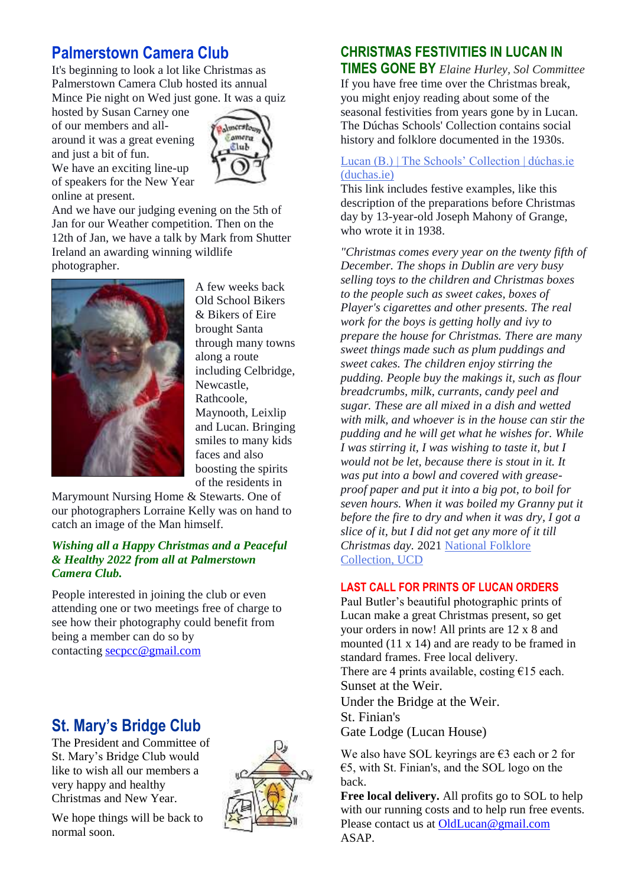## Palmerstown Camera Club

It's beginning to look a lot like Christmas as Palmerstown Camera Club hosted its annual Mince Pie night on Wed just gone. It was a quiz hosted by Susan Carney one of our members and all-around it was a great evening and just a bit of fun.
We have an exciting line-up of speakers for the New Year online at present.
And we have our judging evening on the 5th of Jan for our Weather competition. Then on the 12th of Jan, we have a talk by Mark from Shutter Ireland an awarding winning wildlife photographer.

A few weeks back Old School Bikers & Bikers of Eire brought Santa through many towns along a route including Celbridge, Newcastle, Rathcoole, Maynooth, Leixlip and Lucan. Bringing smiles to many kids faces and also boosting the spirits of the residents in Marymount Nursing Home & Stewarts. One of our photographers Lorraine Kelly was on hand to catch an image of the Man himself.

***Wishing all a Happy Christmas and a Peaceful & Healthy 2022 from all at Palmerstown Camera Club.***

People interested in joining the club or even attending one or two meetings free of charge to see how their photography could benefit from being a member can do so by contacting secpcc@gmail.com

## St. Mary's Bridge Club

The President and Committee of St. Mary's Bridge Club would like to wish all our members a very happy and healthy Christmas and New Year.

We hope things will be back to normal soon.

## CHRISTMAS FESTIVITIES IN LUCAN IN TIMES GONE BY *Elaine Hurley, Sol Committee*

If you have free time over the Christmas break, you might enjoy reading about some of the seasonal festivities from years gone by in Lucan. The Dúchas Schools' Collection contains social history and folklore documented in the 1930s.

Lucan (B.) | The Schools' Collection | dúchas.ie (duchas.ie)

This link includes festive examples, like this description of the preparations before Christmas day by 13-year-old Joseph Mahony of Grange, who wrote it in 1938.

*"Christmas comes every year on the twenty fifth of December. The shops in Dublin are very busy selling toys to the children and Christmas boxes to the people such as sweet cakes, boxes of Player's cigarettes and other presents. The real work for the boys is getting holly and ivy to prepare the house for Christmas. There are many sweet things made such as plum puddings and sweet cakes. The children enjoy stirring the pudding. People buy the makings it, such as flour breadcrumbs, milk, currants, candy peel and sugar. These are all mixed in a dish and wetted with milk, and whoever is in the house can stir the pudding and he will get what he wishes for. While I was stirring it, I was wishing to taste it, but I would not be let, because there is stout in it. It was put into a bowl and covered with grease-proof paper and put it into a big pot, to boil for seven hours. When it was boiled my Granny put it before the fire to dry and when it was dry, I got a slice of it, but I did not get any more of it till Christmas day.* 2021 National Folklore Collection, UCD

### LAST CALL FOR PRINTS OF LUCAN ORDERS

Paul Butler's beautiful photographic prints of Lucan make a great Christmas present, so get your orders in now! All prints are 12 x 8 and mounted (11 x 14) and are ready to be framed in standard frames. Free local delivery.
There are 4 prints available, costing €15 each.

Sunset at the Weir.
Under the Bridge at the Weir.
St. Finian's
Gate Lodge (Lucan House)

We also have SOL keyrings are €3 each or 2 for €5, with St. Finian's, and the SOL logo on the back.

**Free local delivery.** All profits go to SOL to help with our running costs and to help run free events. Please contact us at OldLucan@gmail.com ASAP.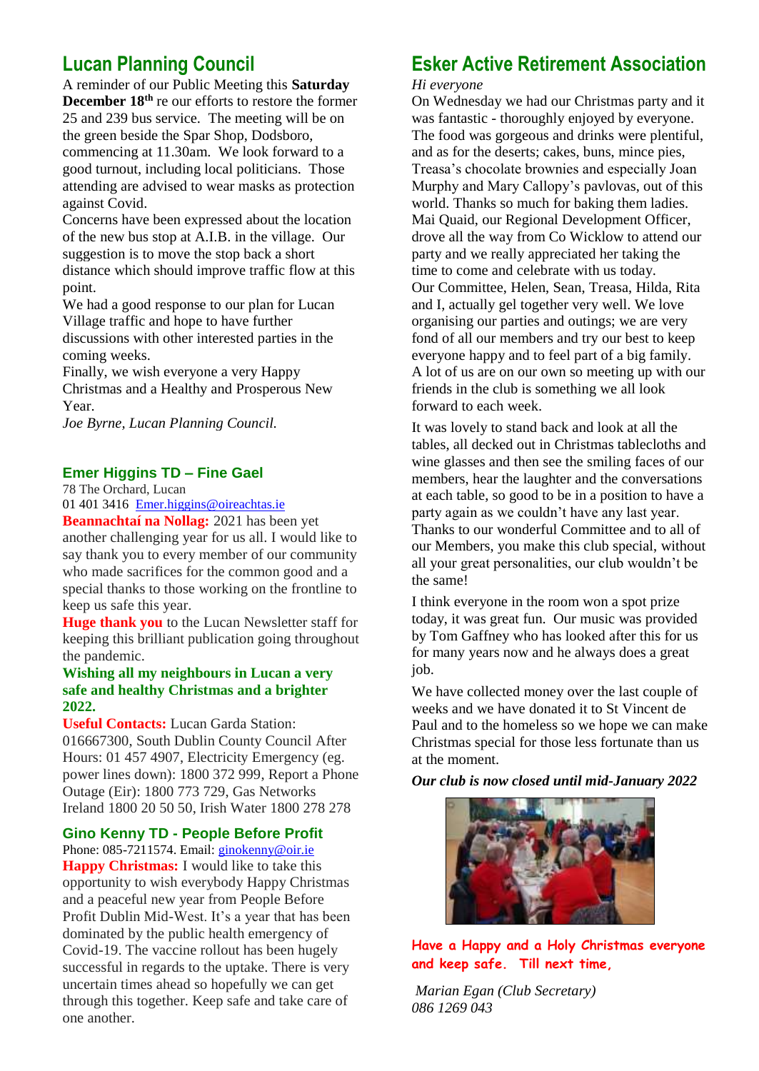## Lucan Planning Council

A reminder of our Public Meeting this **Saturday December 18th** re our efforts to restore the former 25 and 239 bus service. The meeting will be on the green beside the Spar Shop, Dodsboro, commencing at 11.30am. We look forward to a good turnout, including local politicians. Those attending are advised to wear masks as protection against Covid.

Concerns have been expressed about the location of the new bus stop at A.I.B. in the village. Our suggestion is to move the stop back a short distance which should improve traffic flow at this point.

We had a good response to our plan for Lucan Village traffic and hope to have further discussions with other interested parties in the coming weeks.

Finally, we wish everyone a very Happy Christmas and a Healthy and Prosperous New Year.

*Joe Byrne, Lucan Planning Council.*

### Emer Higgins TD – Fine Gael

78 The Orchard, Lucan
01 401 3416 Emer.higgins@oireachtas.ie

**Beannachtaí na Nollag:** 2021 has been yet another challenging year for us all. I would like to say thank you to every member of our community who made sacrifices for the common good and a special thanks to those working on the frontline to keep us safe this year.

**Huge thank you** to the Lucan Newsletter staff for keeping this brilliant publication going throughout the pandemic.

**Wishing all my neighbours in Lucan a very safe and healthy Christmas and a brighter 2022.**

**Useful Contacts:** Lucan Garda Station: 016667300, South Dublin County Council After Hours: 01 457 4907, Electricity Emergency (eg. power lines down): 1800 372 999, Report a Phone Outage (Eir): 1800 773 729, Gas Networks Ireland 1800 20 50 50, Irish Water 1800 278 278

### Gino Kenny TD - People Before Profit

Phone: 085-7211574. Email: ginokenny@oir.ie

**Happy Christmas:** I would like to take this opportunity to wish everybody Happy Christmas and a peaceful new year from People Before Profit Dublin Mid-West. It's a year that has been dominated by the public health emergency of Covid-19. The vaccine rollout has been hugely successful in regards to the uptake. There is very uncertain times ahead so hopefully we can get through this together. Keep safe and take care of one another.

## Esker Active Retirement Association

*Hi everyone*

On Wednesday we had our Christmas party and it was fantastic - thoroughly enjoyed by everyone. The food was gorgeous and drinks were plentiful, and as for the deserts; cakes, buns, mince pies, Treasa's chocolate brownies and especially Joan Murphy and Mary Callopy's pavlovas, out of this world. Thanks so much for baking them ladies. Mai Quaid, our Regional Development Officer, drove all the way from Co Wicklow to attend our party and we really appreciated her taking the time to come and celebrate with us today.

Our Committee, Helen, Sean, Treasa, Hilda, Rita and I, actually gel together very well. We love organising our parties and outings; we are very fond of all our members and try our best to keep everyone happy and to feel part of a big family. A lot of us are on our own so meeting up with our friends in the club is something we all look forward to each week.

It was lovely to stand back and look at all the tables, all decked out in Christmas tablecloths and wine glasses and then see the smiling faces of our members, hear the laughter and the conversations at each table, so good to be in a position to have a party again as we couldn't have any last year. Thanks to our wonderful Committee and to all of our Members, you make this club special, without all your great personalities, our club wouldn't be the same!

I think everyone in the room won a spot prize today, it was great fun. Our music was provided by Tom Gaffney who has looked after this for us for many years now and he always does a great job.

We have collected money over the last couple of weeks and we have donated it to St Vincent de Paul and to the homeless so we hope we can make Christmas special for those less fortunate than us at the moment.

***Our club is now closed until mid-January 2022***

**Have a Happy and a Holy Christmas everyone and keep safe. Till next time,**

*Marian Egan (Club Secretary)*
*086 1269 043*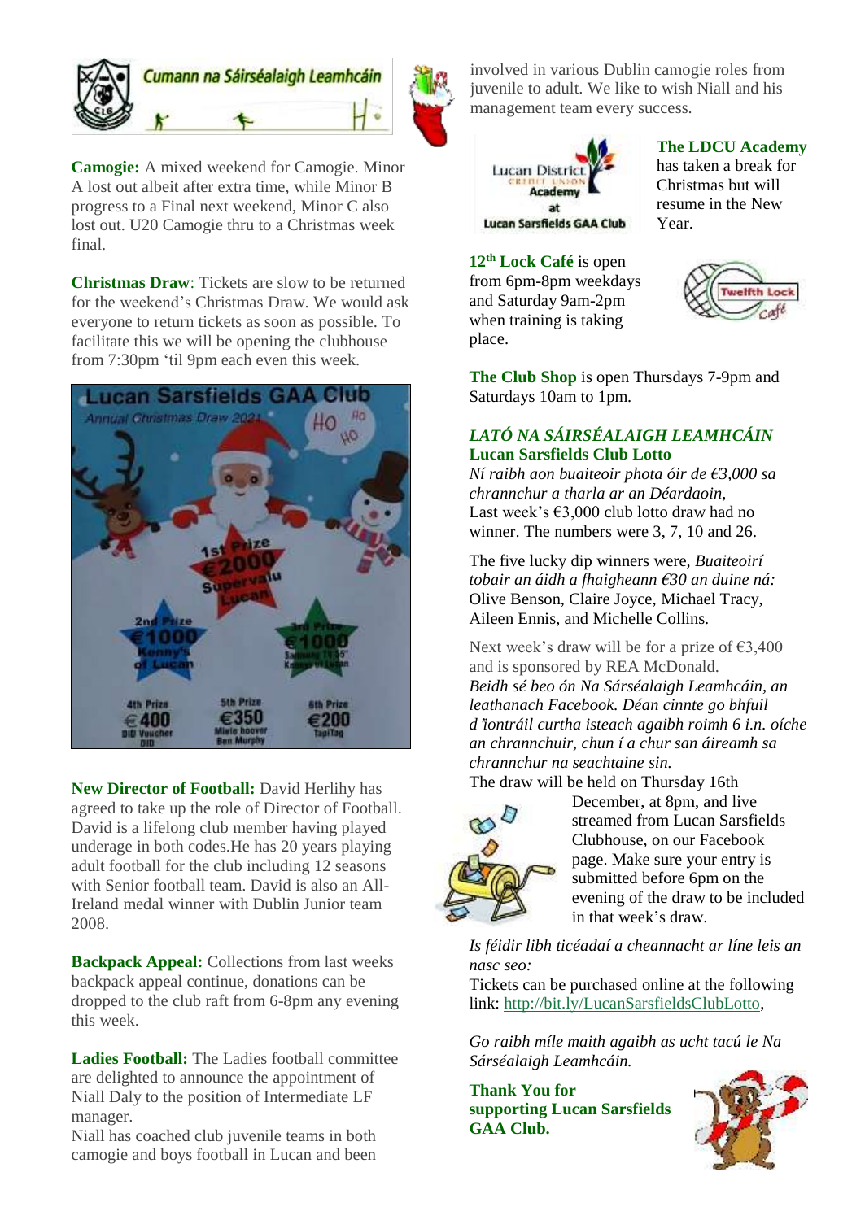Cumann na Sáirséalaigh Leamhcáin

**Camogie:** A mixed weekend for Camogie. Minor A lost out albeit after extra time, while Minor B progress to a Final next weekend, Minor C also lost out. U20 Camogie thru to a Christmas week final.

**Christmas Draw**: Tickets are slow to be returned for the weekend's Christmas Draw. We would ask everyone to return tickets as soon as possible. To facilitate this we will be opening the clubhouse from 7:30pm 'til 9pm each even this week.

**New Director of Football:** David Herlihy has agreed to take up the role of Director of Football. David is a lifelong club member having played underage in both codes.He has 20 years playing adult football for the club including 12 seasons with Senior football team. David is also an All-Ireland medal winner with Dublin Junior team 2008.

**Backpack Appeal:** Collections from last weeks backpack appeal continue, donations can be dropped to the club raft from 6-8pm any evening this week.

**Ladies Football:** The Ladies football committee are delighted to announce the appointment of Niall Daly to the position of Intermediate LF manager.

Niall has coached club juvenile teams in both camogie and boys football in Lucan and been involved in various Dublin camogie roles from juvenile to adult. We like to wish Niall and his management team every success.

**The LDCU Academy** has taken a break for Christmas but will resume in the New Year.

**12th Lock Café** is open from 6pm-8pm weekdays and Saturday 9am-2pm when training is taking place.

**The Club Shop** is open Thursdays 7-9pm and Saturdays 10am to 1pm.

## *LATÓ NA SÁIRSÉALAIGH LEAMHCÁIN*
## Lucan Sarsfields Club Lotto

*Ní raibh aon buaiteoir phota óir de €3,000 sa chrannchur a tharla ar an Déardaoin,*
Last week's €3,000 club lotto draw had no winner. The numbers were 3, 7, 10 and 26.

The five lucky dip winners were, *Buaiteoirí tobair an áidh a fhaigheann €30 an duine ná:* Olive Benson, Claire Joyce, Michael Tracy, Aileen Ennis, and Michelle Collins.

Next week's draw will be for a prize of €3,400 and is sponsored by REA McDonald.
*Beidh sé beo ón Na Sárséalaigh Leamhcáin, an leathanach Facebook. Déan cinnte go bhfuil d'iontráil curtha isteach agaibh roimh 6 i.n. oíche an chrannchuir, chun í a chur san áireamh sa chrannchur na seachtaine sin.*
The draw will be held on Thursday 16th December, at 8pm, and live streamed from Lucan Sarsfields Clubhouse, on our Facebook page. Make sure your entry is submitted before 6pm on the evening of the draw to be included in that week's draw.

*Is féidir libh ticéadaí a cheannacht ar líne leis an nasc seo:*
Tickets can be purchased online at the following link: http://bit.ly/LucanSarsfieldsClubLotto,

*Go raibh míle maith agaibh as ucht tacú le Na Sárséalaigh Leamhcáin.*

**Thank You for supporting Lucan Sarsfields GAA Club.**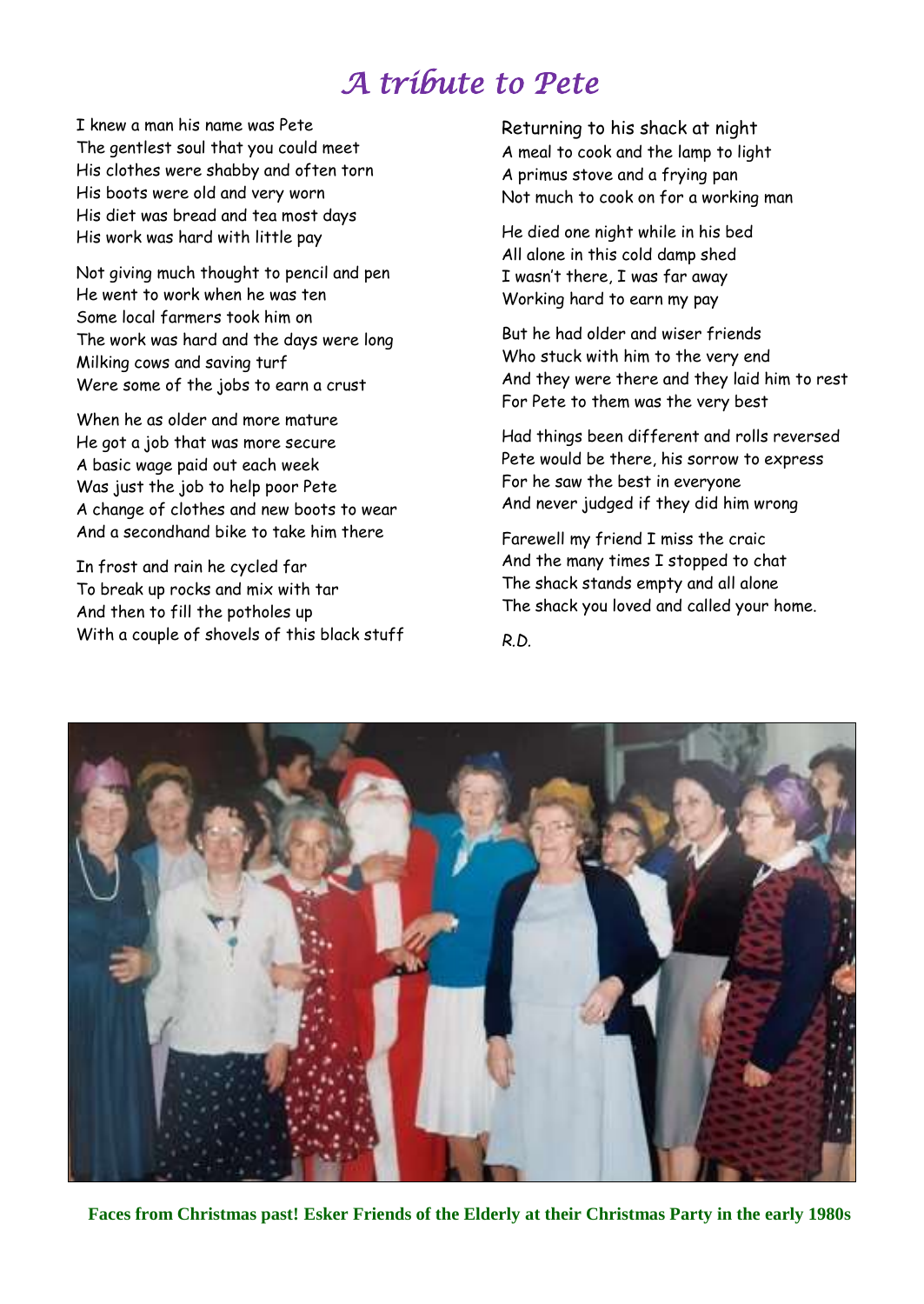# *A tribute to Pete*

I knew a man his name was Pete
The gentlest soul that you could meet
His clothes were shabby and often torn
His boots were old and very worn
His diet was bread and tea most days
His work was hard with little pay

Not giving much thought to pencil and pen
He went to work when he was ten
Some local farmers took him on
The work was hard and the days were long
Milking cows and saving turf
Were some of the jobs to earn a crust

When he as older and more mature
He got a job that was more secure
A basic wage paid out each week
Was just the job to help poor Pete
A change of clothes and new boots to wear
And a secondhand bike to take him there

In frost and rain he cycled far
To break up rocks and mix with tar
And then to fill the potholes up
With a couple of shovels of this black stuff

Returning to his shack at night
A meal to cook and the lamp to light
A primus stove and a frying pan
Not much to cook on for a working man

He died one night while in his bed
All alone in this cold damp shed
I wasn't there, I was far away
Working hard to earn my pay

But he had older and wiser friends
Who stuck with him to the very end
And they were there and they laid him to rest
For Pete to them was the very best

Had things been different and rolls reversed
Pete would be there, his sorrow to express
For he saw the best in everyone
And never judged if they did him wrong

Farewell my friend I miss the craic
And the many times I stopped to chat
The shack stands empty and all alone
The shack you loved and called your home.

*R.D.*

**Faces from Christmas past! Esker Friends of the Elderly at their Christmas Party in the early 1980s**